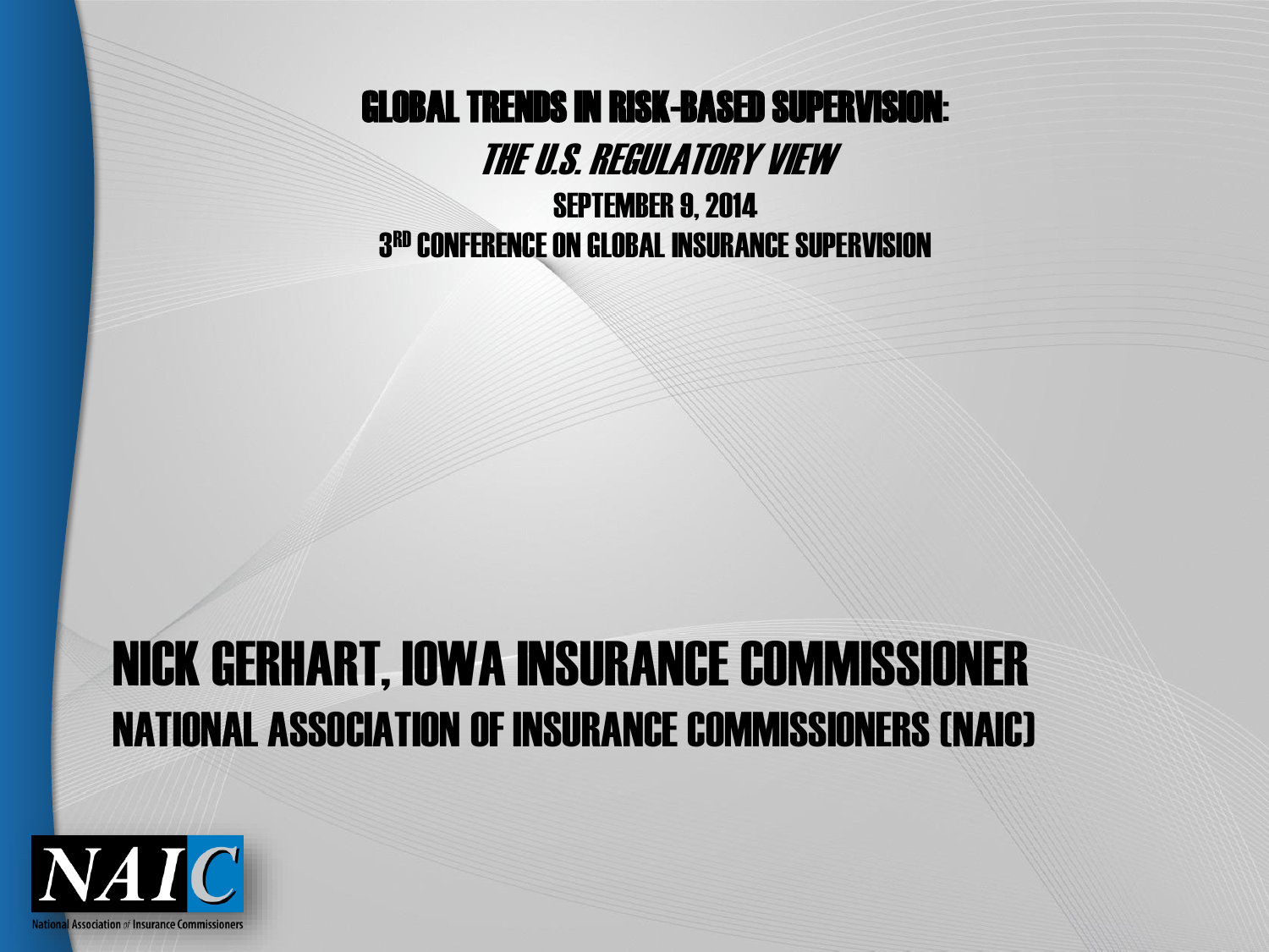# GLOBAL TRENDS IN RISK-BASED SUPERVISION:

## *THE U.S. REGULATORY VIEW*

SEPTEMBER 9, 2014

3RD CONFERENCE ON GLOBAL INSURANCE SUPERVISION

# NICK GERHART, IOWA INSURANCE COMMISSIONER

## NATIONAL ASSOCIATION OF INSURANCE COMMISSIONERS (NAIC)

NAIC

National Association of Insurance Commissioners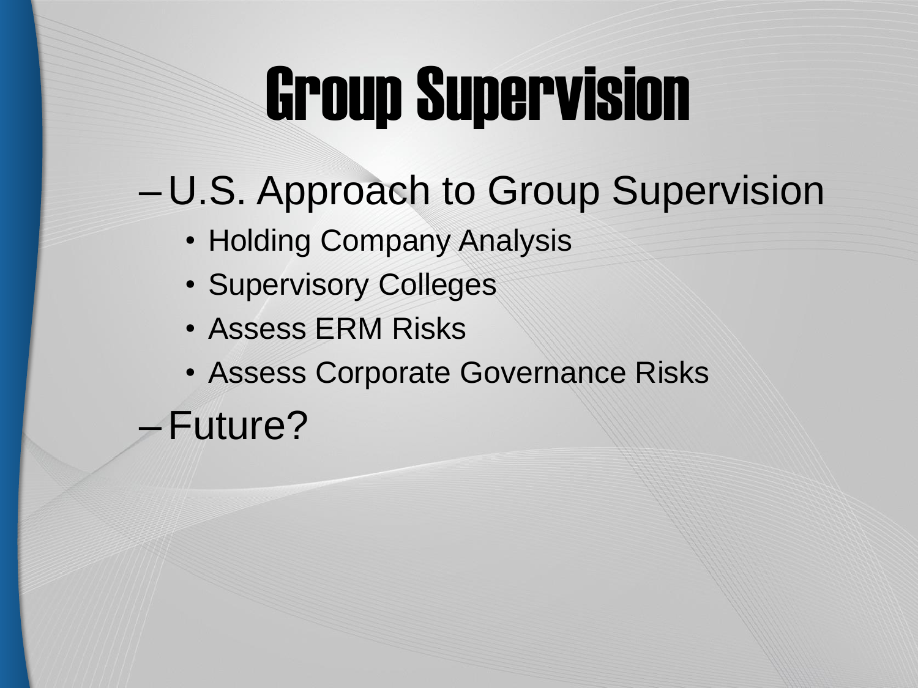# Group Supervision

- U.S. Approach to Group Supervision
  - Holding Company Analysis
  - Supervisory Colleges
  - Assess ERM Risks
  - Assess Corporate Governance Risks
- Future?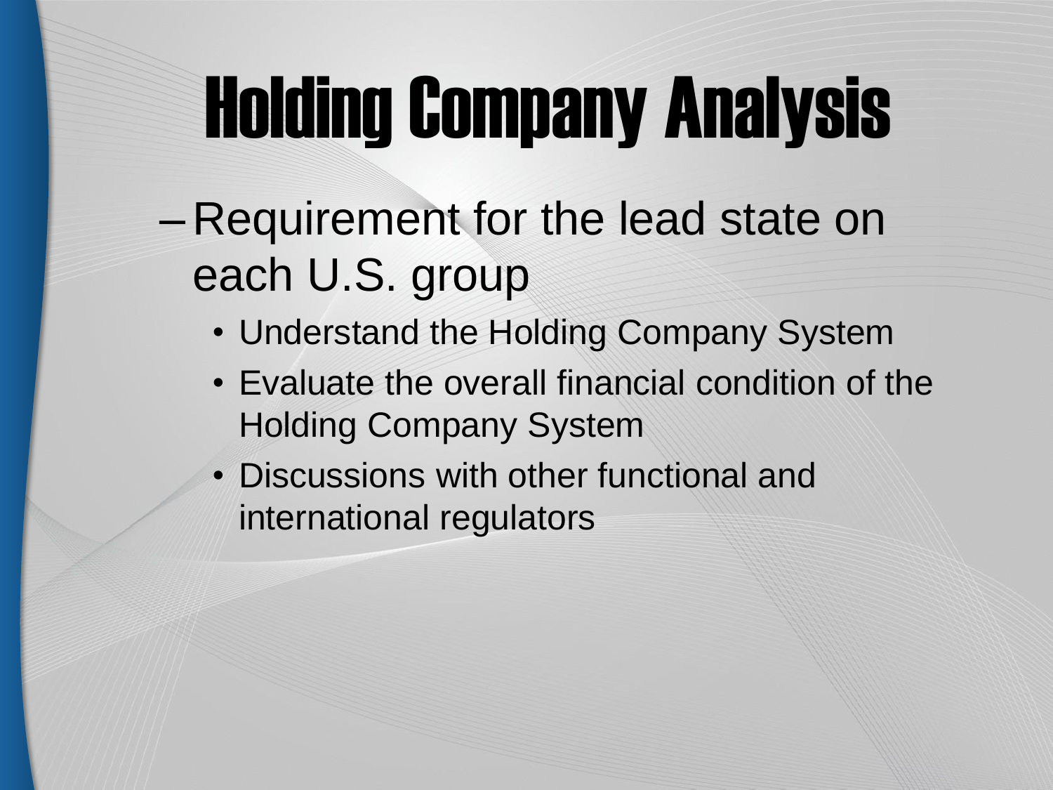# Holding Company Analysis

- Requirement for the lead state on each U.S. group
  - Understand the Holding Company System
  - Evaluate the overall financial condition of the Holding Company System
  - Discussions with other functional and international regulators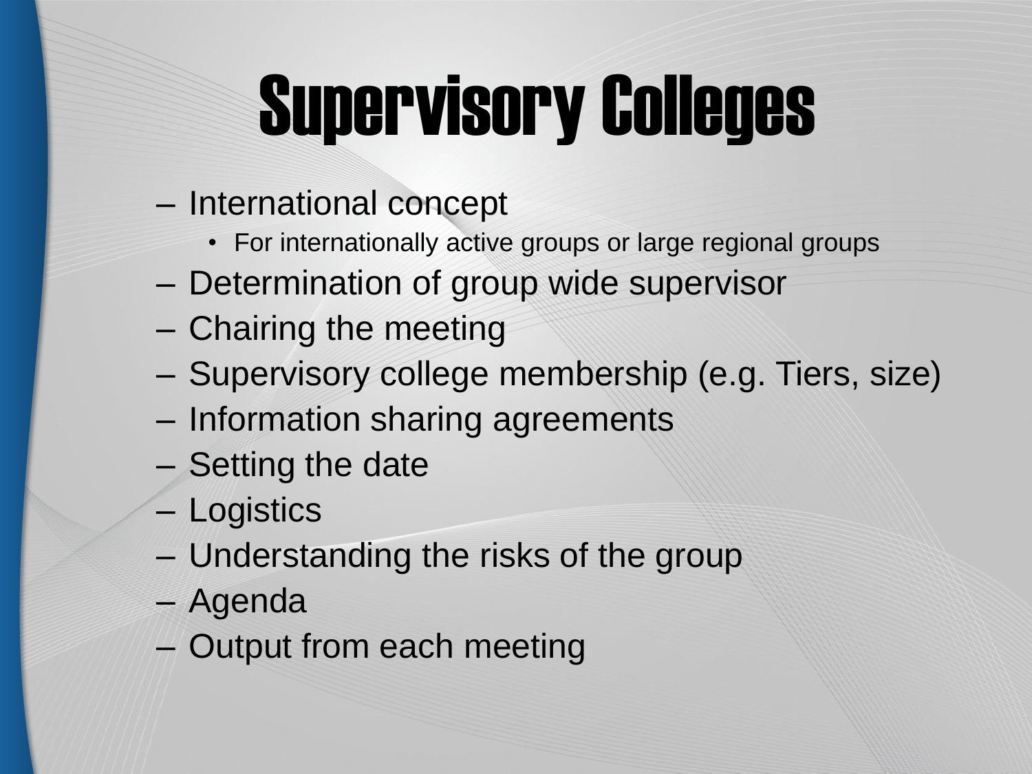# Supervisory Colleges

- International concept
  - For internationally active groups or large regional groups
- Determination of group wide supervisor
- Chairing the meeting
- Supervisory college membership (e.g. Tiers, size)
- Information sharing agreements
- Setting the date
- Logistics
- Understanding the risks of the group
- Agenda
- Output from each meeting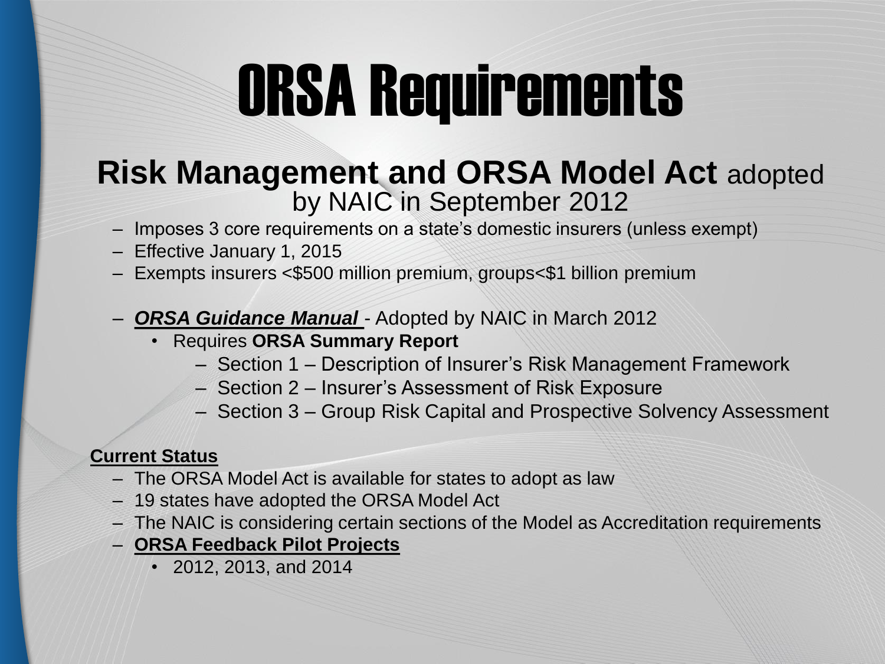# ORSA Requirements

## **Risk Management and ORSA Model Act** adopted by NAIC in September 2012

- Imposes 3 core requirements on a state's domestic insurers (unless exempt)
- Effective January 1, 2015
- Exempts insurers <$500 million premium, groups<$1 billion premium
- ***ORSA Guidance Manual*** - Adopted by NAIC in March 2012
  - Requires **ORSA Summary Report**
    - Section 1 – Description of Insurer's Risk Management Framework
    - Section 2 – Insurer's Assessment of Risk Exposure
    - Section 3 – Group Risk Capital and Prospective Solvency Assessment

**Current Status**

- The ORSA Model Act is available for states to adopt as law
- 19 states have adopted the ORSA Model Act
- The NAIC is considering certain sections of the Model as Accreditation requirements
- **ORSA Feedback Pilot Projects**
  - 2012, 2013, and 2014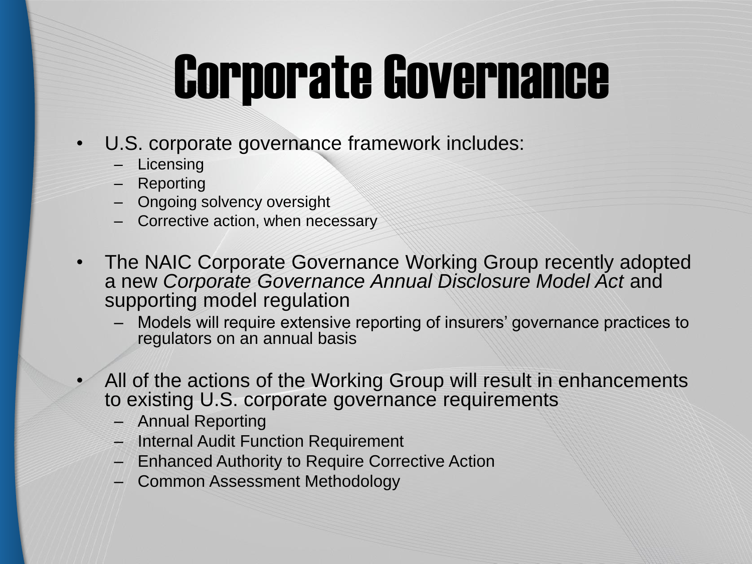# Corporate Governance

- U.S. corporate governance framework includes:
  - Licensing
  - Reporting
  - Ongoing solvency oversight
  - Corrective action, when necessary
- The NAIC Corporate Governance Working Group recently adopted a new *Corporate Governance Annual Disclosure Model Act* and supporting model regulation
  - Models will require extensive reporting of insurers' governance practices to regulators on an annual basis
- All of the actions of the Working Group will result in enhancements to existing U.S. corporate governance requirements
  - Annual Reporting
  - Internal Audit Function Requirement
  - Enhanced Authority to Require Corrective Action
  - Common Assessment Methodology